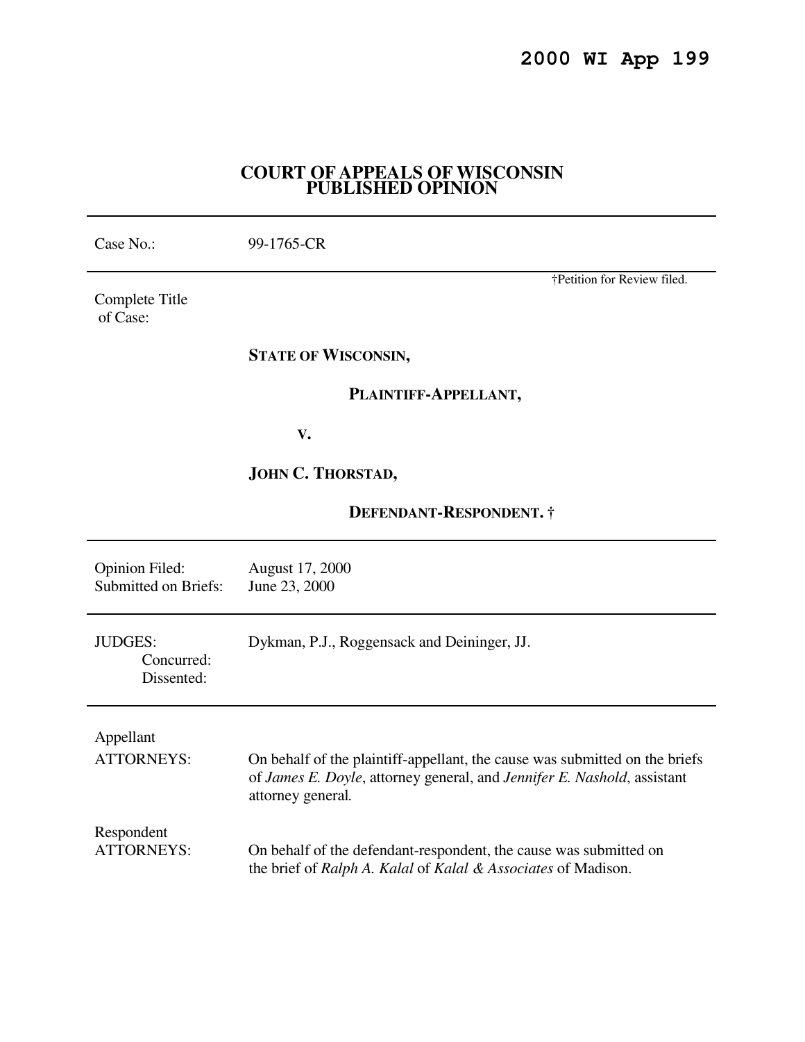**2000 WI App 199**

# COURT OF APPEALS OF WISCONSIN
## PUBLISHED OPINION

---

| | |
|---|---|
| Case No.: | 99-1765-CR |

†Petition for Review filed.

Complete Title of Case:

**STATE OF WISCONSIN,**

**PLAINTIFF-APPELLANT,**

**V.**

**JOHN C. THORSTAD,**

**DEFENDANT-RESPONDENT. †**

---

| | |
|---|---|
| Opinion Filed: | August 17, 2000 |
| Submitted on Briefs: | June 23, 2000 |

---

| | |
|---|---|
| JUDGES: | Dykman, P.J., Roggensack and Deininger, JJ. |
| Concurred: | |
| Dissented: | |

---

| | |
|---|---|
| Appellant ATTORNEYS: | On behalf of the plaintiff-appellant, the cause was submitted on the briefs of *James E. Doyle*, attorney general, and *Jennifer E. Nashold*, assistant attorney general. |
| Respondent ATTORNEYS: | On behalf of the defendant-respondent, the cause was submitted on the brief of *Ralph A. Kalal* of *Kalal & Associates* of Madison. |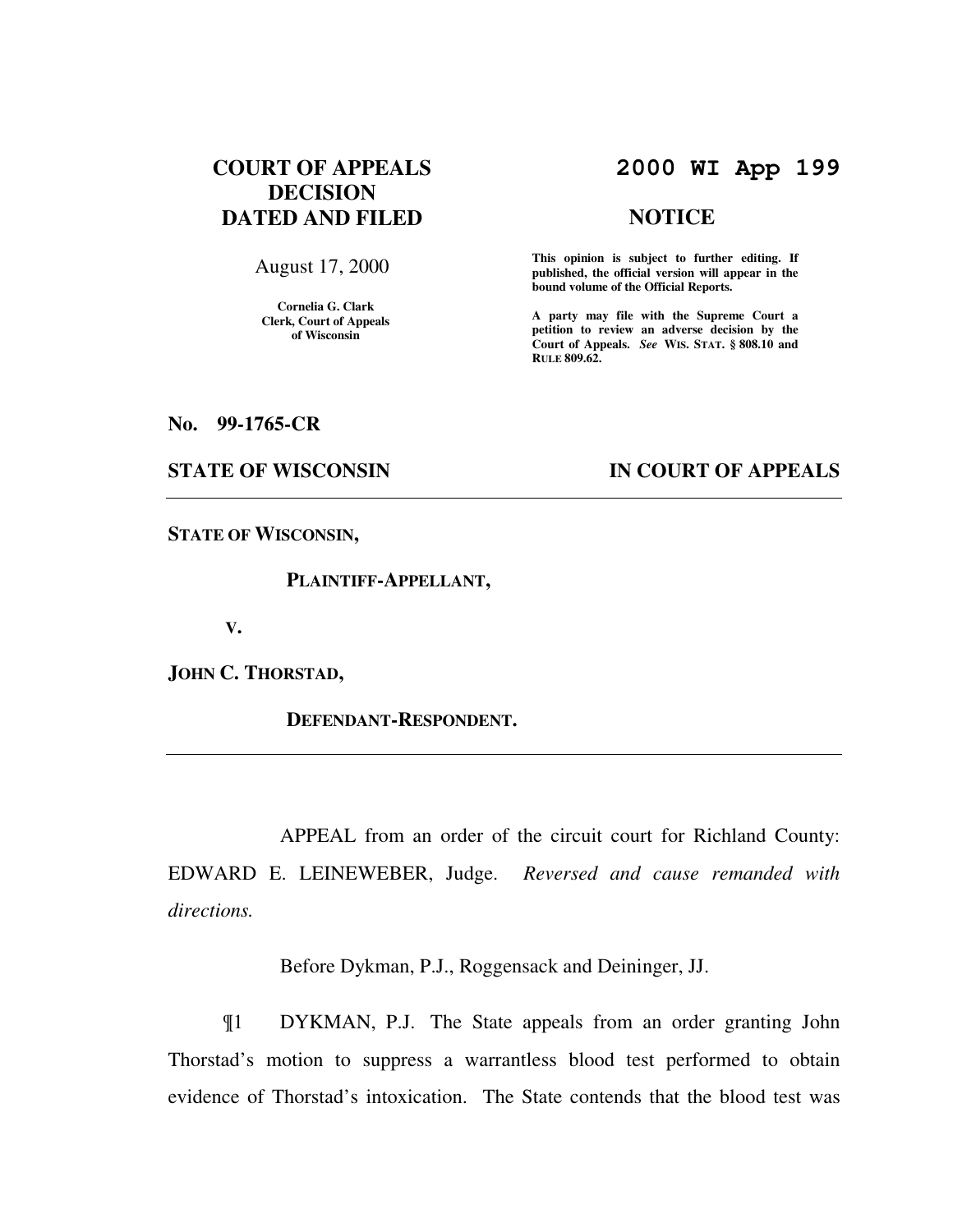**COURT OF APPEALS DECISION DATED AND FILED**

August 17, 2000

**Cornelia G. Clark**
**Clerk, Court of Appeals of Wisconsin**

# 2000 WI App 199

**NOTICE**

**This opinion is subject to further editing. If published, the official version will appear in the bound volume of the Official Reports.**

**A party may file with the Supreme Court a petition to review an adverse decision by the Court of Appeals.** ***See*** **WIS. STAT. § 808.10 and RULE 809.62.**

**No. 99-1765-CR**

**STATE OF WISCONSIN** **IN COURT OF APPEALS**

---

**STATE OF WISCONSIN,**

**PLAINTIFF-APPELLANT,**

**V.**

**JOHN C. THORSTAD,**

**DEFENDANT-RESPONDENT.**

---

APPEAL from an order of the circuit court for Richland County: EDWARD E. LEINEWEBER, Judge. *Reversed and cause remanded with directions.*

Before Dykman, P.J., Roggensack and Deininger, JJ.

¶1 DYKMAN, P.J. The State appeals from an order granting John Thorstad's motion to suppress a warrantless blood test performed to obtain evidence of Thorstad's intoxication. The State contends that the blood test was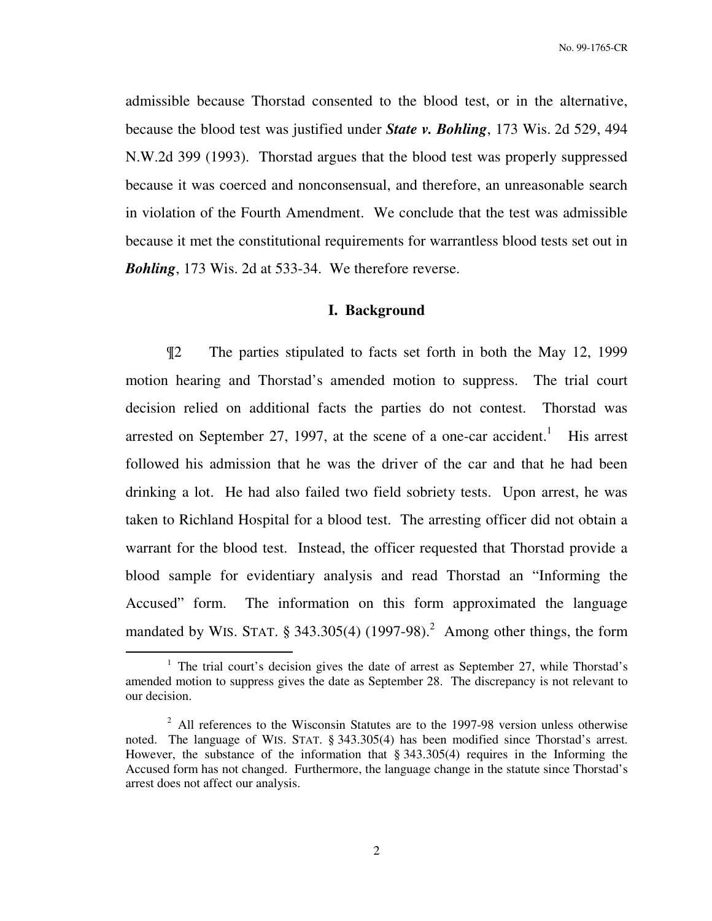admissible because Thorstad consented to the blood test, or in the alternative, because the blood test was justified under ***State v. Bohling***, 173 Wis. 2d 529, 494 N.W.2d 399 (1993). Thorstad argues that the blood test was properly suppressed because it was coerced and nonconsensual, and therefore, an unreasonable search in violation of the Fourth Amendment. We conclude that the test was admissible because it met the constitutional requirements for warrantless blood tests set out in ***Bohling***, 173 Wis. 2d at 533-34. We therefore reverse.

## I. Background

¶2 The parties stipulated to facts set forth in both the May 12, 1999 motion hearing and Thorstad's amended motion to suppress. The trial court decision relied on additional facts the parties do not contest. Thorstad was arrested on September 27, 1997, at the scene of a one-car accident.[1] His arrest followed his admission that he was the driver of the car and that he had been drinking a lot. He had also failed two field sobriety tests. Upon arrest, he was taken to Richland Hospital for a blood test. The arresting officer did not obtain a warrant for the blood test. Instead, the officer requested that Thorstad provide a blood sample for evidentiary analysis and read Thorstad an "Informing the Accused" form. The information on this form approximated the language mandated by WIS. STAT. § 343.305(4) (1997-98).[2] Among other things, the form

---

[1] The trial court's decision gives the date of arrest as September 27, while Thorstad's amended motion to suppress gives the date as September 28. The discrepancy is not relevant to our decision.

[2] All references to the Wisconsin Statutes are to the 1997-98 version unless otherwise noted. The language of WIS. STAT. § 343.305(4) has been modified since Thorstad's arrest. However, the substance of the information that § 343.305(4) requires in the Informing the Accused form has not changed. Furthermore, the language change in the statute since Thorstad's arrest does not affect our analysis.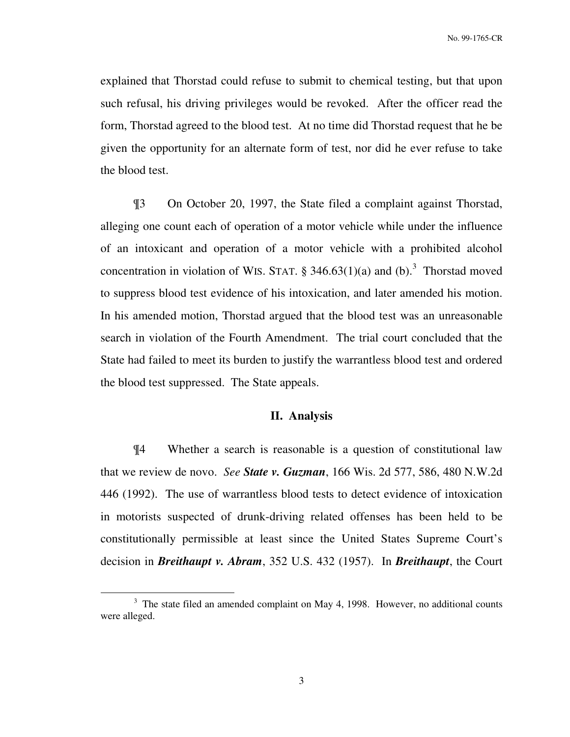explained that Thorstad could refuse to submit to chemical testing, but that upon such refusal, his driving privileges would be revoked. After the officer read the form, Thorstad agreed to the blood test. At no time did Thorstad request that he be given the opportunity for an alternate form of test, nor did he ever refuse to take the blood test.

¶3 On October 20, 1997, the State filed a complaint against Thorstad, alleging one count each of operation of a motor vehicle while under the influence of an intoxicant and operation of a motor vehicle with a prohibited alcohol concentration in violation of WIS. STAT. § 346.63(1)(a) and (b).[3] Thorstad moved to suppress blood test evidence of his intoxication, and later amended his motion. In his amended motion, Thorstad argued that the blood test was an unreasonable search in violation of the Fourth Amendment. The trial court concluded that the State had failed to meet its burden to justify the warrantless blood test and ordered the blood test suppressed. The State appeals.

## II. Analysis

¶4 Whether a search is reasonable is a question of constitutional law that we review de novo. *See* ***State v. Guzman***, 166 Wis. 2d 577, 586, 480 N.W.2d 446 (1992). The use of warrantless blood tests to detect evidence of intoxication in motorists suspected of drunk-driving related offenses has been held to be constitutionally permissible at least since the United States Supreme Court's decision in ***Breithaupt v. Abram***, 352 U.S. 432 (1957). In ***Breithaupt***, the Court

---

[3] The state filed an amended complaint on May 4, 1998. However, no additional counts were alleged.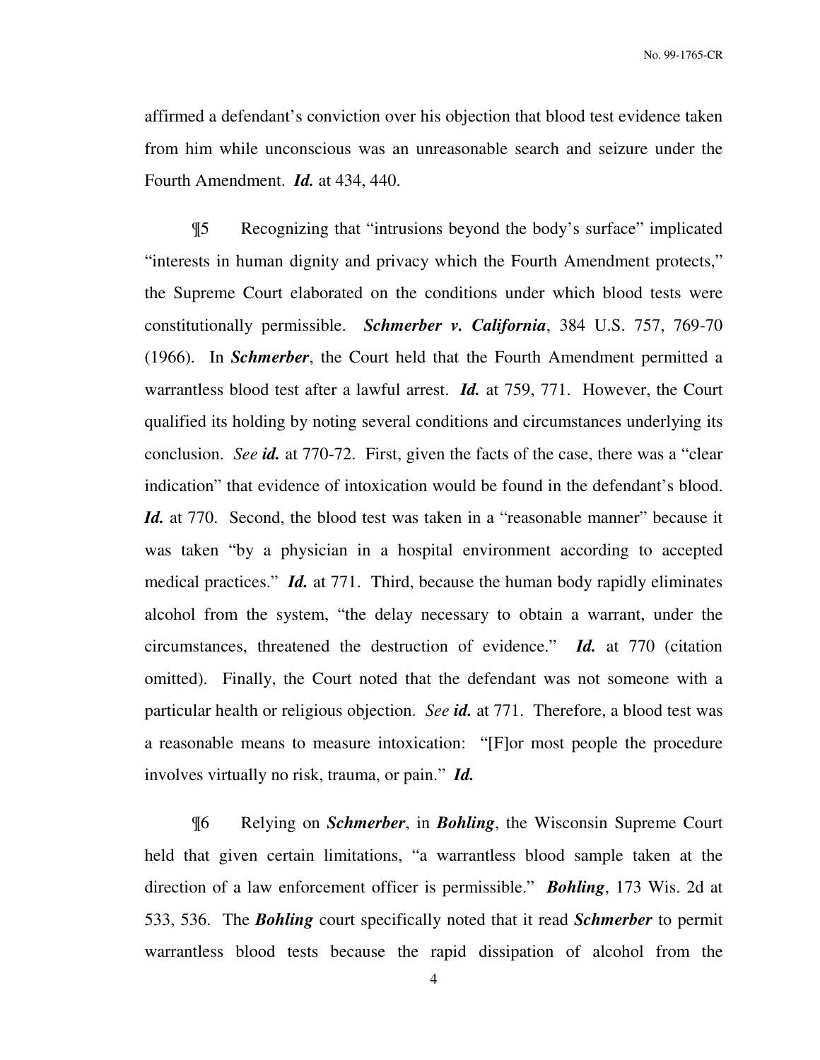affirmed a defendant's conviction over his objection that blood test evidence taken from him while unconscious was an unreasonable search and seizure under the Fourth Amendment. ***Id.*** at 434, 440.

¶5 Recognizing that "intrusions beyond the body's surface" implicated "interests in human dignity and privacy which the Fourth Amendment protects," the Supreme Court elaborated on the conditions under which blood tests were constitutionally permissible. ***Schmerber v. California***, 384 U.S. 757, 769-70 (1966). In ***Schmerber***, the Court held that the Fourth Amendment permitted a warrantless blood test after a lawful arrest. ***Id.*** at 759, 771. However, the Court qualified its holding by noting several conditions and circumstances underlying its conclusion. *See* ***id.*** at 770-72. First, given the facts of the case, there was a "clear indication" that evidence of intoxication would be found in the defendant's blood. ***Id.*** at 770. Second, the blood test was taken in a "reasonable manner" because it was taken "by a physician in a hospital environment according to accepted medical practices." ***Id.*** at 771. Third, because the human body rapidly eliminates alcohol from the system, "the delay necessary to obtain a warrant, under the circumstances, threatened the destruction of evidence." ***Id.*** at 770 (citation omitted). Finally, the Court noted that the defendant was not someone with a particular health or religious objection. *See* ***id.*** at 771. Therefore, a blood test was a reasonable means to measure intoxication: "[F]or most people the procedure involves virtually no risk, trauma, or pain." ***Id.***

¶6 Relying on ***Schmerber***, in ***Bohling***, the Wisconsin Supreme Court held that given certain limitations, "a warrantless blood sample taken at the direction of a law enforcement officer is permissible." ***Bohling***, 173 Wis. 2d at 533, 536. The ***Bohling*** court specifically noted that it read ***Schmerber*** to permit warrantless blood tests because the rapid dissipation of alcohol from the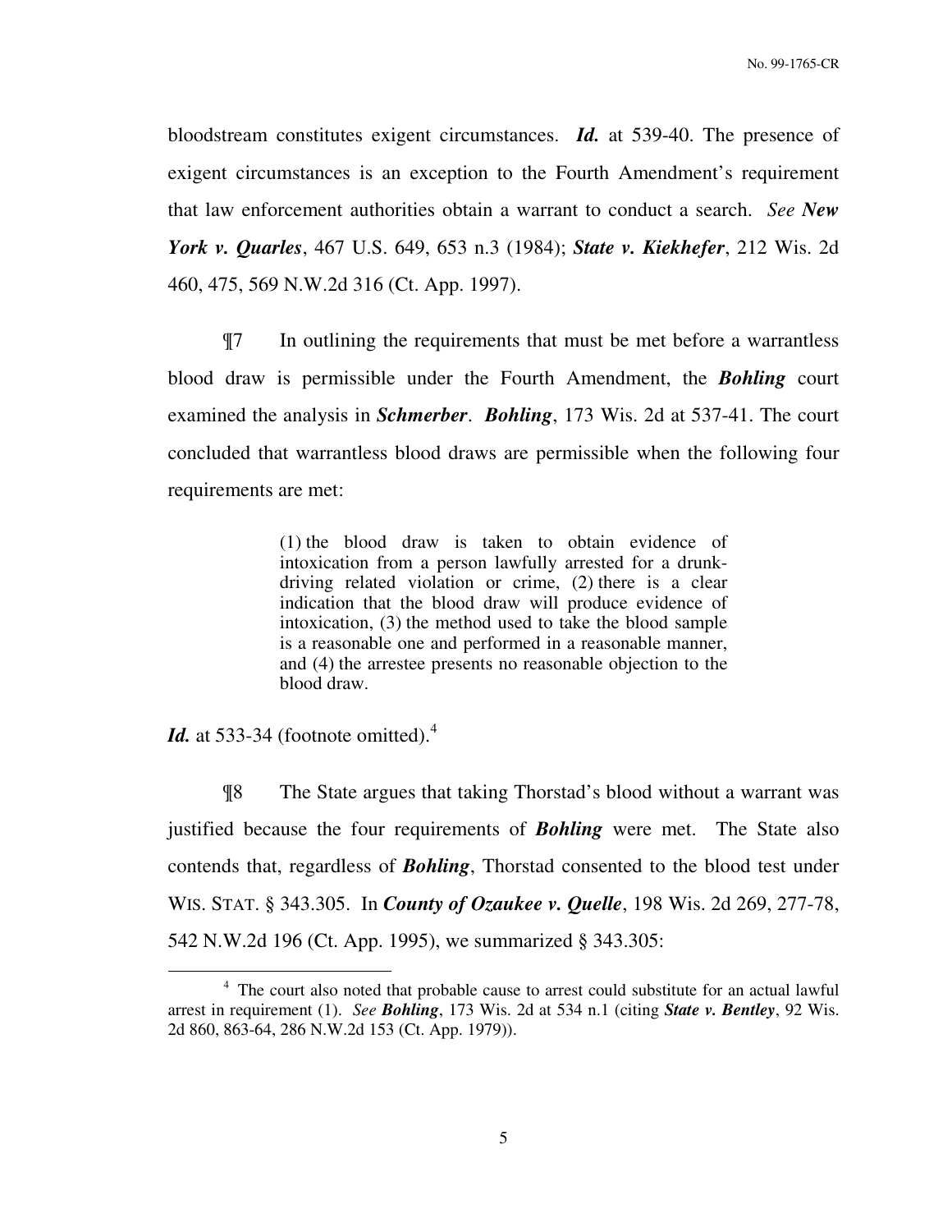bloodstream constitutes exigent circumstances. ***Id.*** at 539-40. The presence of exigent circumstances is an exception to the Fourth Amendment's requirement that law enforcement authorities obtain a warrant to conduct a search. *See* ***New York v. Quarles***, 467 U.S. 649, 653 n.3 (1984); ***State v. Kiekhefer***, 212 Wis. 2d 460, 475, 569 N.W.2d 316 (Ct. App. 1997).

¶7 In outlining the requirements that must be met before a warrantless blood draw is permissible under the Fourth Amendment, the ***Bohling*** court examined the analysis in ***Schmerber***. ***Bohling***, 173 Wis. 2d at 537-41. The court concluded that warrantless blood draws are permissible when the following four requirements are met:

> (1) the blood draw is taken to obtain evidence of intoxication from a person lawfully arrested for a drunk-driving related violation or crime, (2) there is a clear indication that the blood draw will produce evidence of intoxication, (3) the method used to take the blood sample is a reasonable one and performed in a reasonable manner, and (4) the arrestee presents no reasonable objection to the blood draw.

***Id.*** at 533-34 (footnote omitted).[4]

¶8 The State argues that taking Thorstad's blood without a warrant was justified because the four requirements of ***Bohling*** were met. The State also contends that, regardless of ***Bohling***, Thorstad consented to the blood test under WIS. STAT. § 343.305. In ***County of Ozaukee v. Quelle***, 198 Wis. 2d 269, 277-78, 542 N.W.2d 196 (Ct. App. 1995), we summarized § 343.305:

---

[4] The court also noted that probable cause to arrest could substitute for an actual lawful arrest in requirement (1). *See* ***Bohling***, 173 Wis. 2d at 534 n.1 (citing ***State v. Bentley***, 92 Wis. 2d 860, 863-64, 286 N.W.2d 153 (Ct. App. 1979)).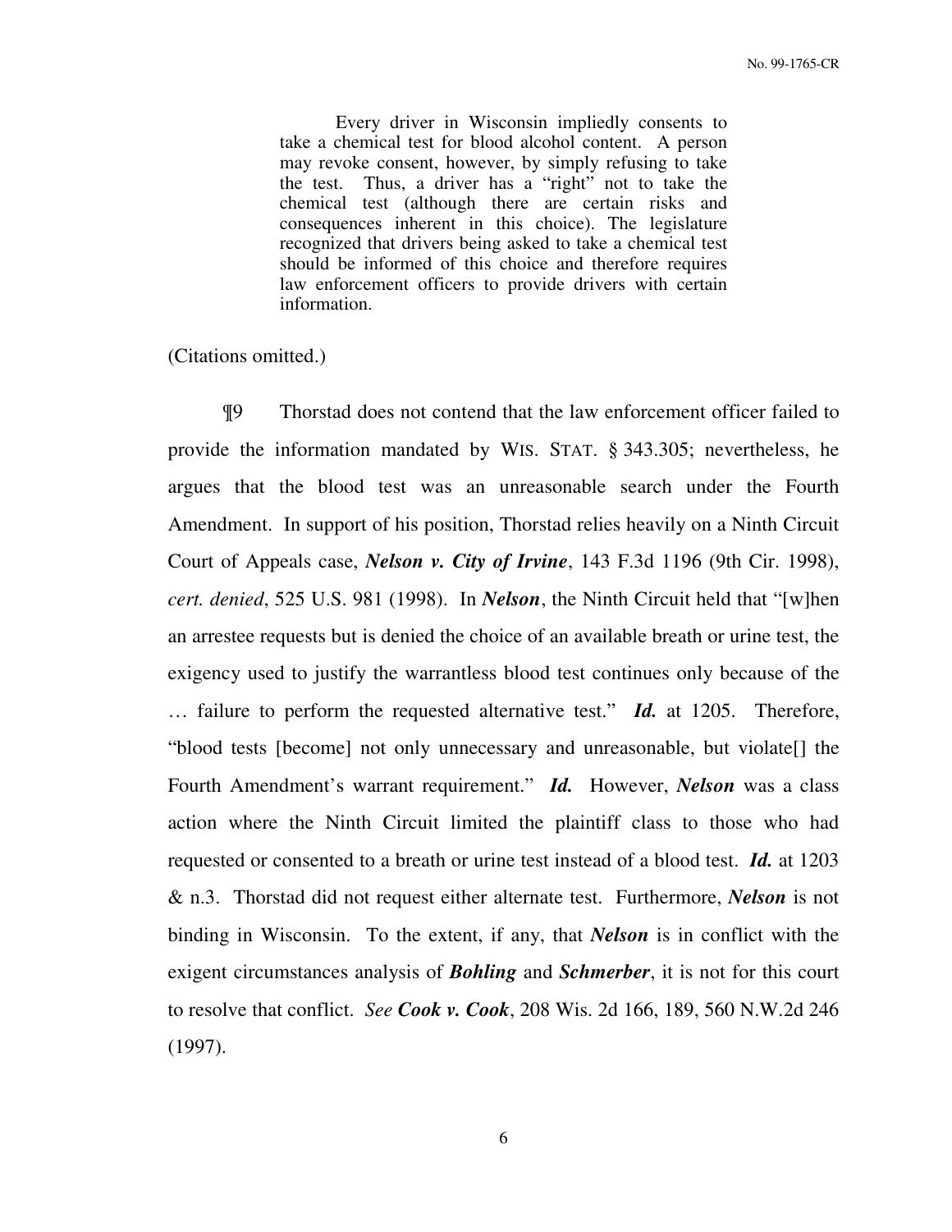> Every driver in Wisconsin impliedly consents to take a chemical test for blood alcohol content. A person may revoke consent, however, by simply refusing to take the test. Thus, a driver has a "right" not to take the chemical test (although there are certain risks and consequences inherent in this choice). The legislature recognized that drivers being asked to take a chemical test should be informed of this choice and therefore requires law enforcement officers to provide drivers with certain information.

(Citations omitted.)

¶9 Thorstad does not contend that the law enforcement officer failed to provide the information mandated by WIS. STAT. § 343.305; nevertheless, he argues that the blood test was an unreasonable search under the Fourth Amendment. In support of his position, Thorstad relies heavily on a Ninth Circuit Court of Appeals case, ***Nelson v. City of Irvine***, 143 F.3d 1196 (9th Cir. 1998), *cert. denied*, 525 U.S. 981 (1998). In ***Nelson***, the Ninth Circuit held that "[w]hen an arrestee requests but is denied the choice of an available breath or urine test, the exigency used to justify the warrantless blood test continues only because of the … failure to perform the requested alternative test." ***Id.*** at 1205. Therefore, "blood tests [become] not only unnecessary and unreasonable, but violate[] the Fourth Amendment's warrant requirement." ***Id.*** However, ***Nelson*** was a class action where the Ninth Circuit limited the plaintiff class to those who had requested or consented to a breath or urine test instead of a blood test. ***Id.*** at 1203 & n.3. Thorstad did not request either alternate test. Furthermore, ***Nelson*** is not binding in Wisconsin. To the extent, if any, that ***Nelson*** is in conflict with the exigent circumstances analysis of ***Bohling*** and ***Schmerber***, it is not for this court to resolve that conflict. *See* ***Cook v. Cook***, 208 Wis. 2d 166, 189, 560 N.W.2d 246 (1997).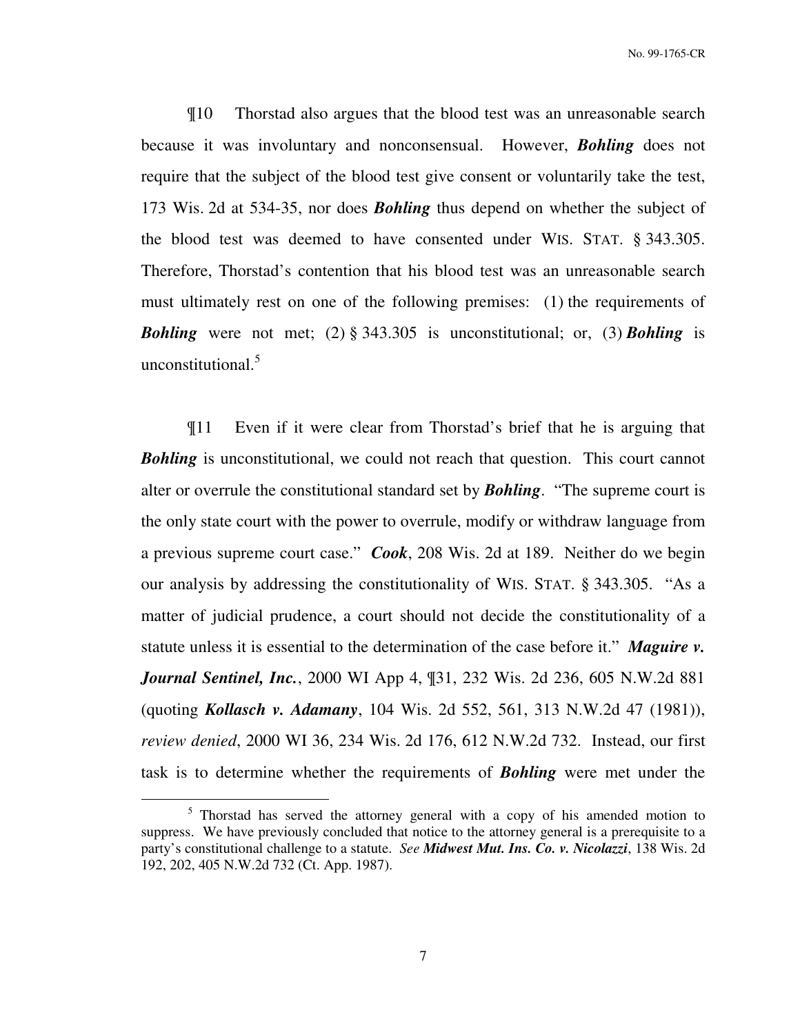¶10 Thorstad also argues that the blood test was an unreasonable search because it was involuntary and nonconsensual. However, ***Bohling*** does not require that the subject of the blood test give consent or voluntarily take the test, 173 Wis. 2d at 534-35, nor does ***Bohling*** thus depend on whether the subject of the blood test was deemed to have consented under WIS. STAT. § 343.305. Therefore, Thorstad's contention that his blood test was an unreasonable search must ultimately rest on one of the following premises: (1) the requirements of ***Bohling*** were not met; (2) § 343.305 is unconstitutional; or, (3) ***Bohling*** is unconstitutional.[5]

¶11 Even if it were clear from Thorstad's brief that he is arguing that ***Bohling*** is unconstitutional, we could not reach that question. This court cannot alter or overrule the constitutional standard set by ***Bohling***. "The supreme court is the only state court with the power to overrule, modify or withdraw language from a previous supreme court case." ***Cook***, 208 Wis. 2d at 189. Neither do we begin our analysis by addressing the constitutionality of WIS. STAT. § 343.305. "As a matter of judicial prudence, a court should not decide the constitutionality of a statute unless it is essential to the determination of the case before it." ***Maguire v. Journal Sentinel, Inc.***, 2000 WI App 4, ¶31, 232 Wis. 2d 236, 605 N.W.2d 881 (quoting ***Kollasch v. Adamany***, 104 Wis. 2d 552, 561, 313 N.W.2d 47 (1981)), *review denied*, 2000 WI 36, 234 Wis. 2d 176, 612 N.W.2d 732. Instead, our first task is to determine whether the requirements of ***Bohling*** were met under the

---

[5] Thorstad has served the attorney general with a copy of his amended motion to suppress. We have previously concluded that notice to the attorney general is a prerequisite to a party's constitutional challenge to a statute. *See* ***Midwest Mut. Ins. Co. v. Nicolazzi***, 138 Wis. 2d 192, 202, 405 N.W.2d 732 (Ct. App. 1987).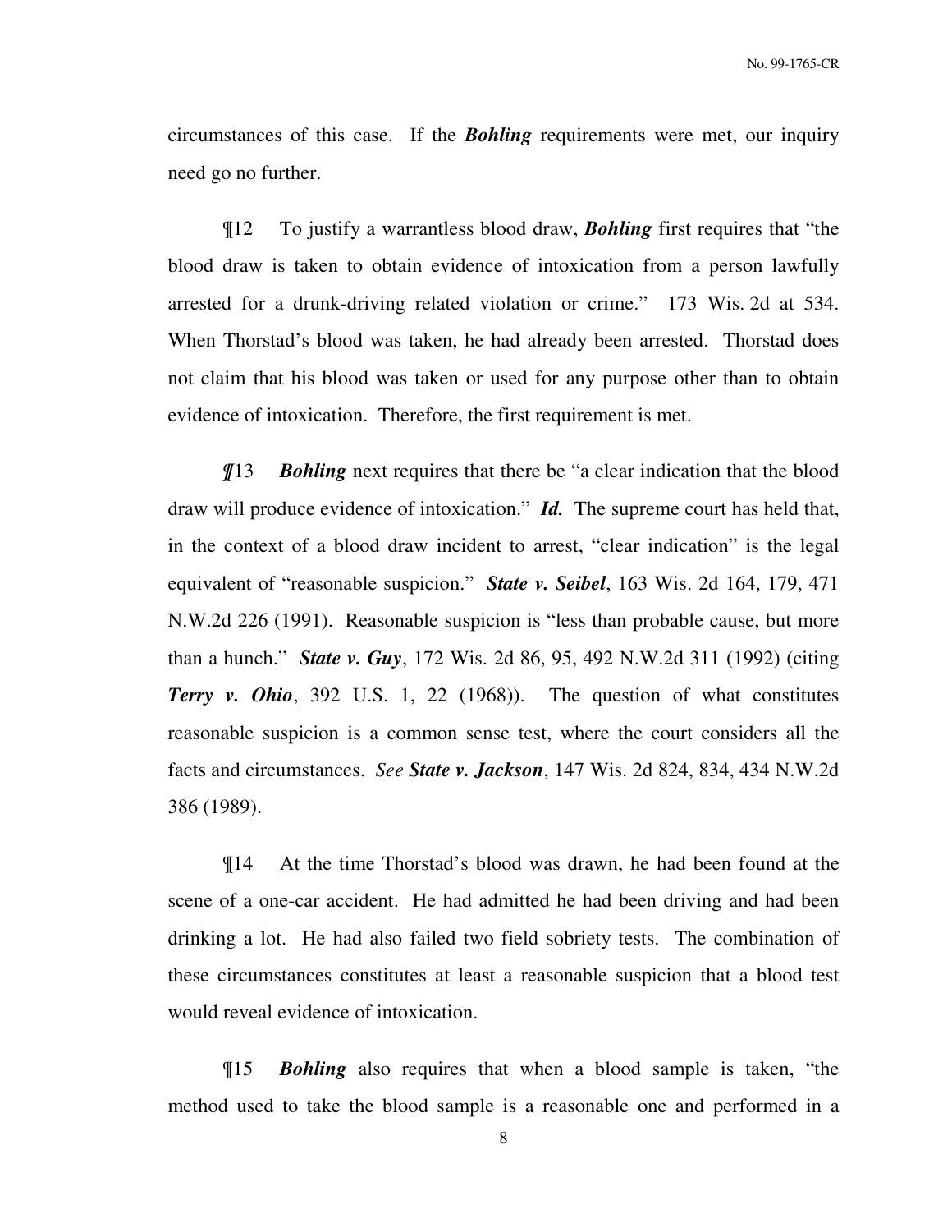circumstances of this case. If the ***Bohling*** requirements were met, our inquiry need go no further.

¶12 To justify a warrantless blood draw, ***Bohling*** first requires that "the blood draw is taken to obtain evidence of intoxication from a person lawfully arrested for a drunk-driving related violation or crime." 173 Wis. 2d at 534. When Thorstad's blood was taken, he had already been arrested. Thorstad does not claim that his blood was taken or used for any purpose other than to obtain evidence of intoxication. Therefore, the first requirement is met.

¶13 ***Bohling*** next requires that there be "a clear indication that the blood draw will produce evidence of intoxication." ***Id.*** The supreme court has held that, in the context of a blood draw incident to arrest, "clear indication" is the legal equivalent of "reasonable suspicion." ***State v. Seibel***, 163 Wis. 2d 164, 179, 471 N.W.2d 226 (1991). Reasonable suspicion is "less than probable cause, but more than a hunch." ***State v. Guy***, 172 Wis. 2d 86, 95, 492 N.W.2d 311 (1992) (citing ***Terry v. Ohio***, 392 U.S. 1, 22 (1968)). The question of what constitutes reasonable suspicion is a common sense test, where the court considers all the facts and circumstances. *See* ***State v. Jackson***, 147 Wis. 2d 824, 834, 434 N.W.2d 386 (1989).

¶14 At the time Thorstad's blood was drawn, he had been found at the scene of a one-car accident. He had admitted he had been driving and had been drinking a lot. He had also failed two field sobriety tests. The combination of these circumstances constitutes at least a reasonable suspicion that a blood test would reveal evidence of intoxication.

¶15 ***Bohling*** also requires that when a blood sample is taken, "the method used to take the blood sample is a reasonable one and performed in a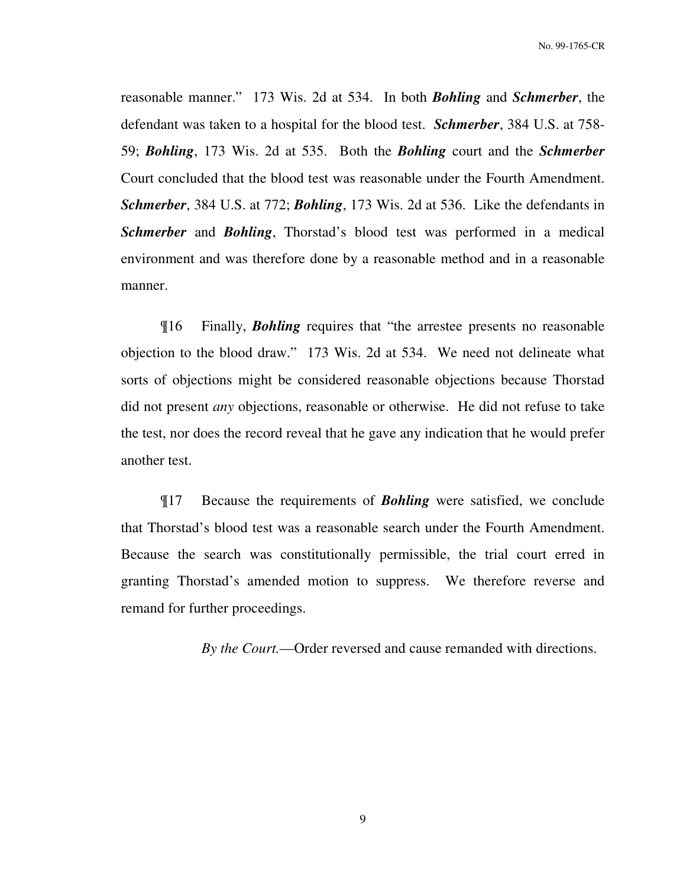reasonable manner." 173 Wis. 2d at 534. In both ***Bohling*** and ***Schmerber***, the defendant was taken to a hospital for the blood test. ***Schmerber***, 384 U.S. at 758-59; ***Bohling***, 173 Wis. 2d at 535. Both the ***Bohling*** court and the ***Schmerber*** Court concluded that the blood test was reasonable under the Fourth Amendment. ***Schmerber***, 384 U.S. at 772; ***Bohling***, 173 Wis. 2d at 536. Like the defendants in ***Schmerber*** and ***Bohling***, Thorstad's blood test was performed in a medical environment and was therefore done by a reasonable method and in a reasonable manner.

¶16 Finally, ***Bohling*** requires that "the arrestee presents no reasonable objection to the blood draw." 173 Wis. 2d at 534. We need not delineate what sorts of objections might be considered reasonable objections because Thorstad did not present *any* objections, reasonable or otherwise. He did not refuse to take the test, nor does the record reveal that he gave any indication that he would prefer another test.

¶17 Because the requirements of ***Bohling*** were satisfied, we conclude that Thorstad's blood test was a reasonable search under the Fourth Amendment. Because the search was constitutionally permissible, the trial court erred in granting Thorstad's amended motion to suppress. We therefore reverse and remand for further proceedings.

*By the Court.*—Order reversed and cause remanded with directions.